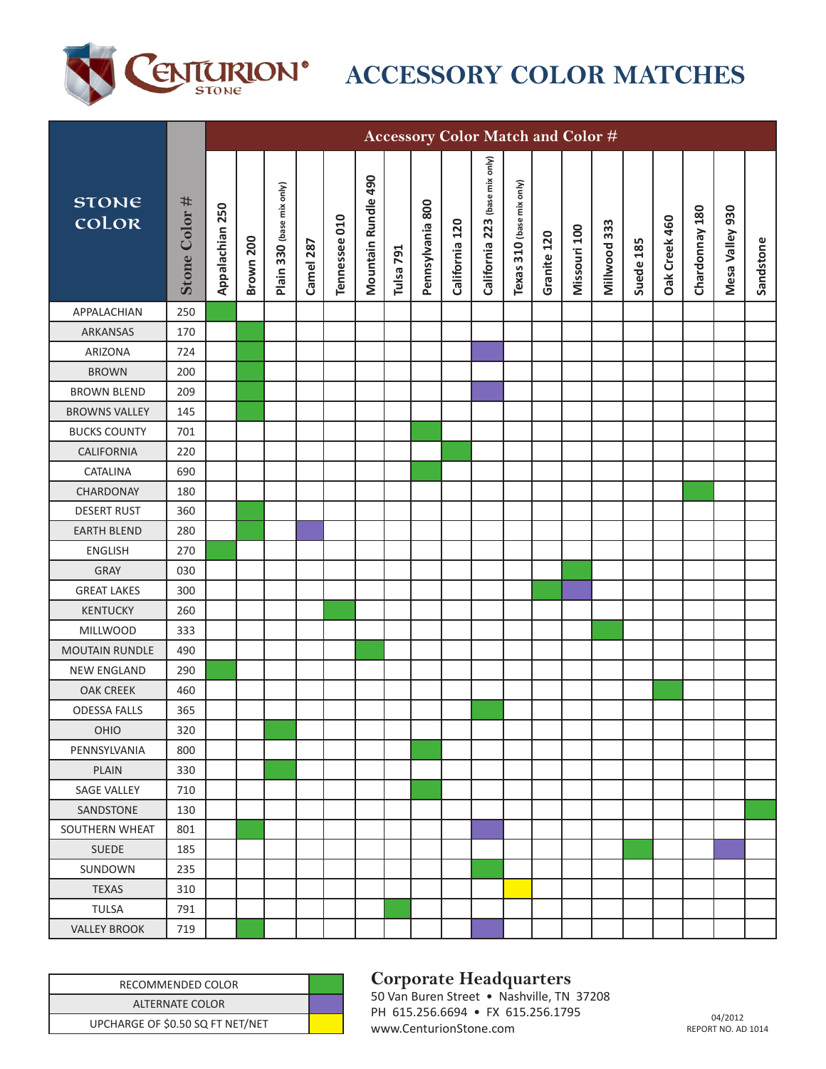# CENTURION STONE

# ACCESSORY COLOR MATCHES

Cell markers: R = Recommended color (green), A = Alternate color (purple), U = Upcharge of $0.50 sq ft net/net (yellow).

| STONE COLOR | Stone Color # | Accessory Color Match and Color #: Appalachian 250 | Brown 200 | Plain 330 (base mix only) | Camel 287 | Tennessee 010 | Mountain Rundle 490 | Tulsa 791 | Pennsylvania 800 | California 120 | California 223 (base mix only) | Texas 310 (base mix only) | Granite 120 | Missouri 100 | Millwood 333 | Suede 185 | Oak Creek 460 | Chardonnay 180 | Mesa Valley 930 | Sandstone |
|---|---|---|---|---|---|---|---|---|---|---|---|---|---|---|---|---|---|---|---|---|
| APPALACHIAN | 250 | R | | | | | | | | | | | | | | | | | | |
| ARKANSAS | 170 | | R | | | | | | | | | | | | | | | | | |
| ARIZONA | 724 | | R | | | | | | | | A | | | | | | | | | |
| BROWN | 200 | | R | | | | | | | | | | | | | | | | | |
| BROWN BLEND | 209 | | R | | | | | | | | A | | | | | | | | | |
| BROWNS VALLEY | 145 | | R | | | | | | | | | | | | | | | | | |
| BUCKS COUNTY | 701 | | | | | | | | R | | | | | | | | | | | |
| CALIFORNIA | 220 | | | | | | | | | R | | | | | | | | | | |
| CATALINA | 690 | | | | | | | | R | | | | | | | | | | | |
| CHARDONAY | 180 | | | | | | | | | | | | | | | | | R | | |
| DESERT RUST | 360 | | R | | | | | | | | | | | | | | | | | |
| EARTH BLEND | 280 | | R | | A | | | | | | | | | | | | | | | |
| ENGLISH | 270 | R | | | | | | | | | | | | | | | | | | |
| GRAY | 030 | | | | | | | | | | | | | R | | | | | | |
| GREAT LAKES | 300 | | | | | | | | | | | | R | A | | | | | | |
| KENTUCKY | 260 | | | | | R | | | | | | | | | | | | | | |
| MILLWOOD | 333 | | | | | | | | | | | | | | R | | | | | |
| MOUTAIN RUNDLE | 490 | | | | | | R | | | | | | | | | | | | | |
| NEW ENGLAND | 290 | R | | | | | | | | | | | | | | | | | | |
| OAK CREEK | 460 | | | | | | | | | | | | | | | | R | | | |
| ODESSA FALLS | 365 | | | | | | | | | | R | | | | | | | | | |
| OHIO | 320 | | | R | | | | | | | | | | | | | | | | |
| PENNSYLVANIA | 800 | | | | | | | | R | | | | | | | | | | | |
| PLAIN | 330 | | | R | | | | | | | | | | | | | | | | |
| SAGE VALLEY | 710 | | | | | | | | R | | | | | | | | | | | |
| SANDSTONE | 130 | | | | | | | | | | | | | | | | | | | R |
| SOUTHERN WHEAT | 801 | | R | | | | | | | | A | | | | | | | | | |
| SUEDE | 185 | | | | | | | | | | | | | | | R | | | A | |
| SUNDOWN | 235 | | | | | | | | | | R | | | | | | | | | |
| TEXAS | 310 | | | | | | | | | | | U | | | | | | | | |
| TULSA | 791 | | | | | | | R | | | | | | | | | | | | |
| VALLEY BROOK | 719 | | R | | | | | | | | A | | | | | | | | | |

| Legend | |
|---|---|
| RECOMMENDED COLOR | Green (R) |
| ALTERNATE COLOR | Purple (A) |
| UPCHARGE OF $0.50 SQ FT NET/NET | Yellow (U) |

## Corporate Headquarters

50 Van Buren Street • Nashville, TN 37208
PH 615.256.6694 • FX 615.256.1795
www.CenturionStone.com

04/2012
REPORT NO. AD 1014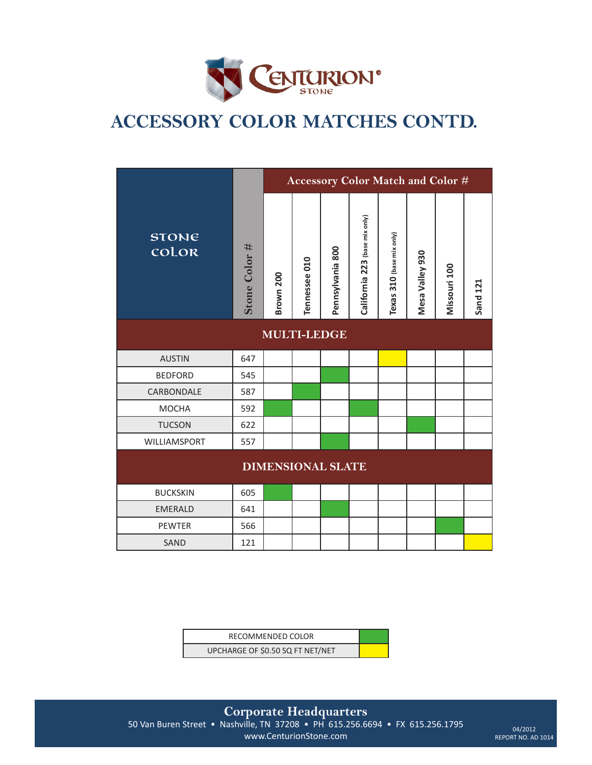# CENTURION® STONE

# ACCESSORY COLOR MATCHES CONTD.

| STONE COLOR | Stone Color # | Accessory Color Match and Color #: Brown 200 | Tennessee 010 | Pennsylvania 800 | California 223 (base mix only) | Texas 310 (base mix only) | Mesa Valley 930 | Missouri 100 | Sand 121 |
|---|---|---|---|---|---|---|---|---|---|
| **MULTI-LEDGE** | | | | | | | | | |
| AUSTIN | 647 | | | | | Upcharge | | | |
| BEDFORD | 545 | | | Recommended | | | | | |
| CARBONDALE | 587 | | Recommended | | | | | | |
| MOCHA | 592 | Recommended | | | Recommended | | | | |
| TUCSON | 622 | | | | | | Recommended | | |
| WILLIAMSPORT | 557 | | | Recommended | | | | | |
| **DIMENSIONAL SLATE** | | | | | | | | | |
| BUCKSKIN | 605 | Recommended | | | | | | | |
| EMERALD | 641 | | | Recommended | | | | | |
| PEWTER | 566 | | | | | | | Recommended | |
| SAND | 121 | | | | | | | | Upcharge |

| Legend | |
|---|---|
| RECOMMENDED COLOR | Recommended (green) |
| UPCHARGE OF $0.50 SQ FT NET/NET | Upcharge (yellow) |

**Corporate Headquarters**
50 Van Buren Street • Nashville, TN 37208 • PH 615.256.6694 • FX 615.256.1795
www.CenturionStone.com

04/2012
REPORT NO. AD 1014